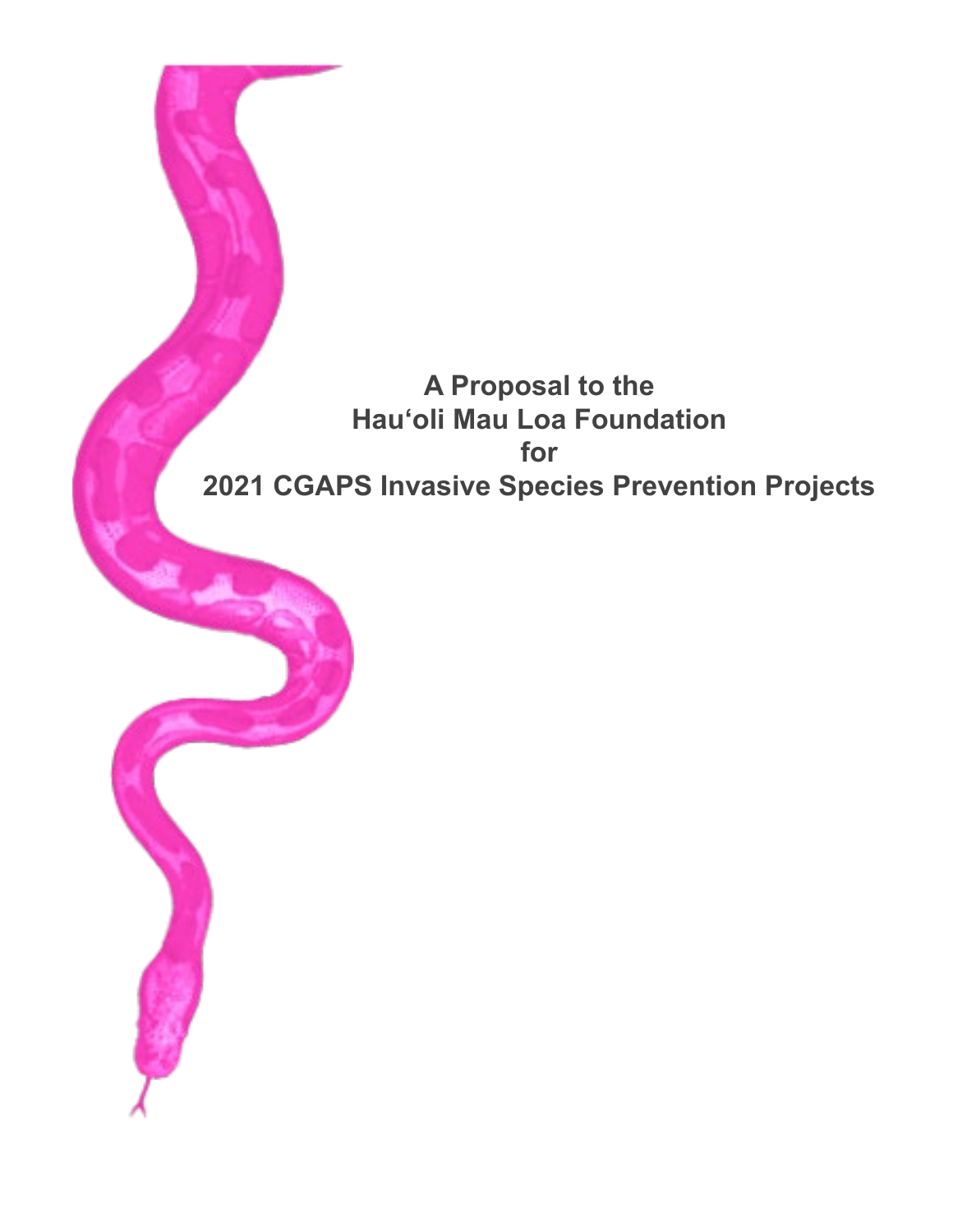# A Proposal to the Hau‘oli Mau Loa Foundation for 2021 CGAPS Invasive Species Prevention Projects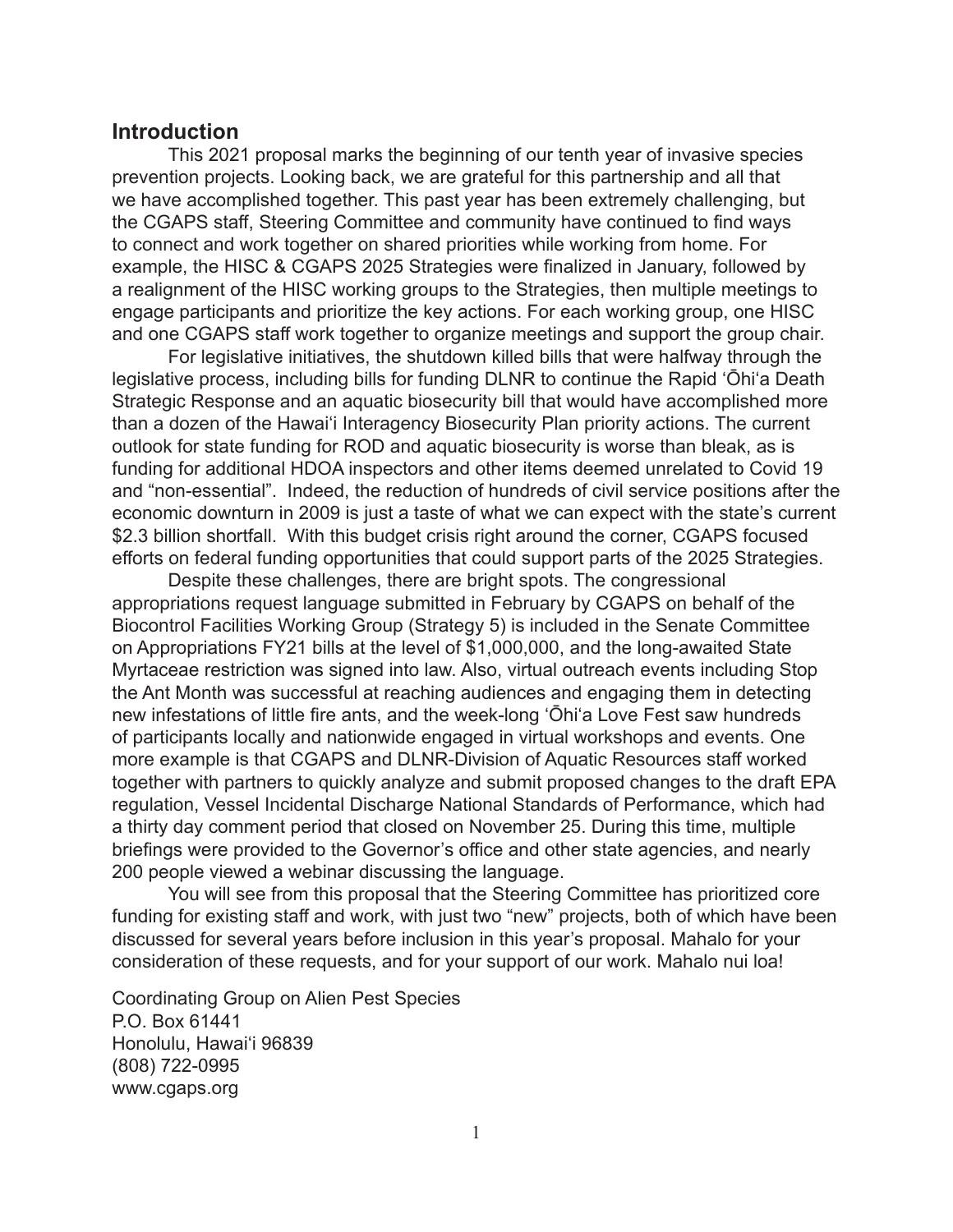## Introduction

This 2021 proposal marks the beginning of our tenth year of invasive species prevention projects. Looking back, we are grateful for this partnership and all that we have accomplished together. This past year has been extremely challenging, but the CGAPS staff, Steering Committee and community have continued to find ways to connect and work together on shared priorities while working from home. For example, the HISC & CGAPS 2025 Strategies were finalized in January, followed by a realignment of the HISC working groups to the Strategies, then multiple meetings to engage participants and prioritize the key actions. For each working group, one HISC and one CGAPS staff work together to organize meetings and support the group chair.

For legislative initiatives, the shutdown killed bills that were halfway through the legislative process, including bills for funding DLNR to continue the Rapid ʻŌhiʻa Death Strategic Response and an aquatic biosecurity bill that would have accomplished more than a dozen of the Hawaiʻi Interagency Biosecurity Plan priority actions. The current outlook for state funding for ROD and aquatic biosecurity is worse than bleak, as is funding for additional HDOA inspectors and other items deemed unrelated to Covid 19 and "non-essential". Indeed, the reduction of hundreds of civil service positions after the economic downturn in 2009 is just a taste of what we can expect with the state's current $2.3 billion shortfall. With this budget crisis right around the corner, CGAPS focused efforts on federal funding opportunities that could support parts of the 2025 Strategies.

Despite these challenges, there are bright spots. The congressional appropriations request language submitted in February by CGAPS on behalf of the Biocontrol Facilities Working Group (Strategy 5) is included in the Senate Committee on Appropriations FY21 bills at the level of $1,000,000, and the long-awaited State Myrtaceae restriction was signed into law. Also, virtual outreach events including Stop the Ant Month was successful at reaching audiences and engaging them in detecting new infestations of little fire ants, and the week-long ʻŌhiʻa Love Fest saw hundreds of participants locally and nationwide engaged in virtual workshops and events. One more example is that CGAPS and DLNR-Division of Aquatic Resources staff worked together with partners to quickly analyze and submit proposed changes to the draft EPA regulation, Vessel Incidental Discharge National Standards of Performance, which had a thirty day comment period that closed on November 25. During this time, multiple briefings were provided to the Governor's office and other state agencies, and nearly 200 people viewed a webinar discussing the language.

You will see from this proposal that the Steering Committee has prioritized core funding for existing staff and work, with just two "new" projects, both of which have been discussed for several years before inclusion in this year's proposal. Mahalo for your consideration of these requests, and for your support of our work. Mahalo nui loa!

Coordinating Group on Alien Pest Species
P.O. Box 61441
Honolulu, Hawaiʻi 96839
(808) 722-0995
www.cgaps.org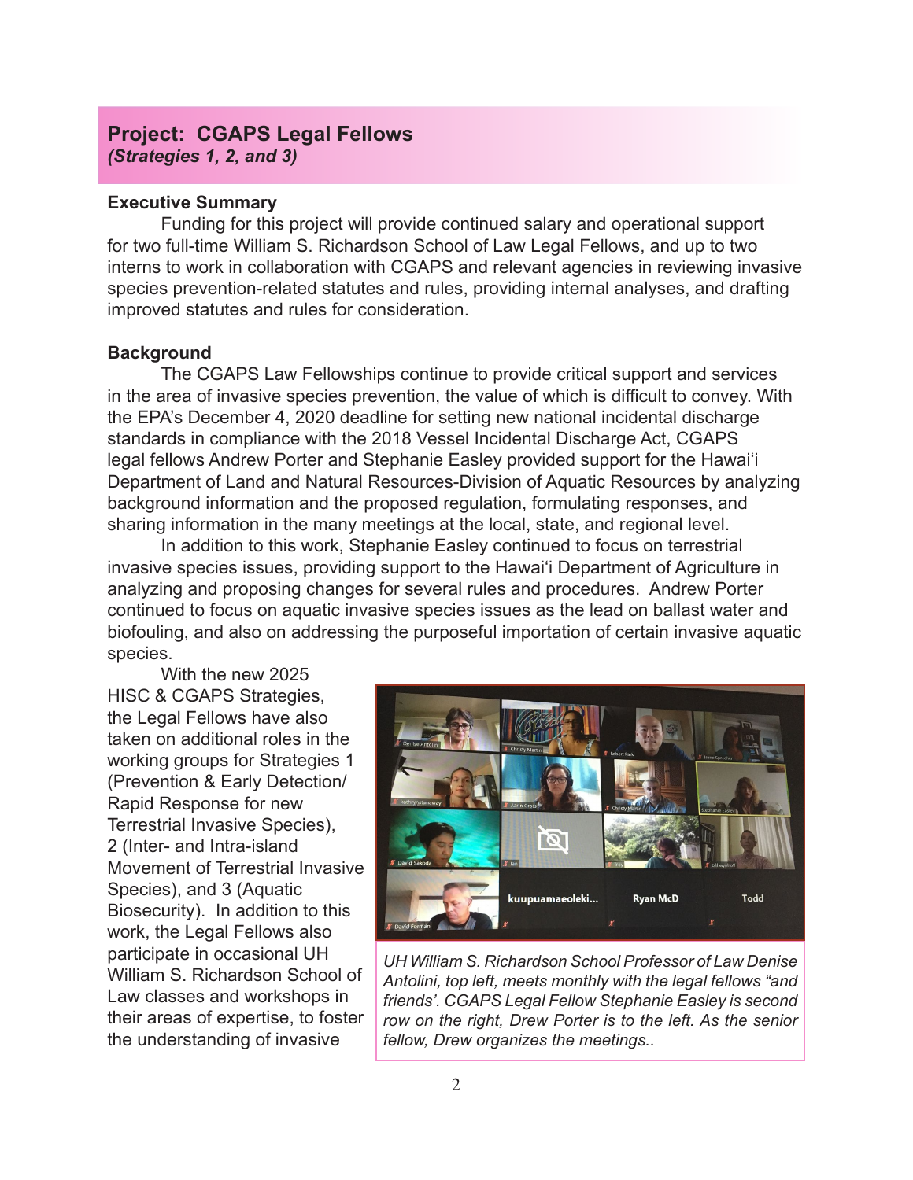## Project: CGAPS Legal Fellows
### *(Strategies 1, 2, and 3)*

**Executive Summary**

Funding for this project will provide continued salary and operational support for two full-time William S. Richardson School of Law Legal Fellows, and up to two interns to work in collaboration with CGAPS and relevant agencies in reviewing invasive species prevention-related statutes and rules, providing internal analyses, and drafting improved statutes and rules for consideration.

**Background**

The CGAPS Law Fellowships continue to provide critical support and services in the area of invasive species prevention, the value of which is difficult to convey. With the EPA's December 4, 2020 deadline for setting new national incidental discharge standards in compliance with the 2018 Vessel Incidental Discharge Act, CGAPS legal fellows Andrew Porter and Stephanie Easley provided support for the Hawaiʻi Department of Land and Natural Resources-Division of Aquatic Resources by analyzing background information and the proposed regulation, formulating responses, and sharing information in the many meetings at the local, state, and regional level.

In addition to this work, Stephanie Easley continued to focus on terrestrial invasive species issues, providing support to the Hawaiʻi Department of Agriculture in analyzing and proposing changes for several rules and procedures. Andrew Porter continued to focus on aquatic invasive species issues as the lead on ballast water and biofouling, and also on addressing the purposeful importation of certain invasive aquatic species.

With the new 2025 HISC & CGAPS Strategies, the Legal Fellows have also taken on additional roles in the working groups for Strategies 1 (Prevention & Early Detection/ Rapid Response for new Terrestrial Invasive Species), 2 (Inter- and Intra-island Movement of Terrestrial Invasive Species), and 3 (Aquatic Biosecurity). In addition to this work, the Legal Fellows also participate in occasional UH William S. Richardson School of Law classes and workshops in their areas of expertise, to foster the understanding of invasive

*UH William S. Richardson School Professor of Law Denise Antolini, top left, meets monthly with the legal fellows "and friends'. CGAPS Legal Fellow Stephanie Easley is second row on the right, Drew Porter is to the left. As the senior fellow, Drew organizes the meetings..*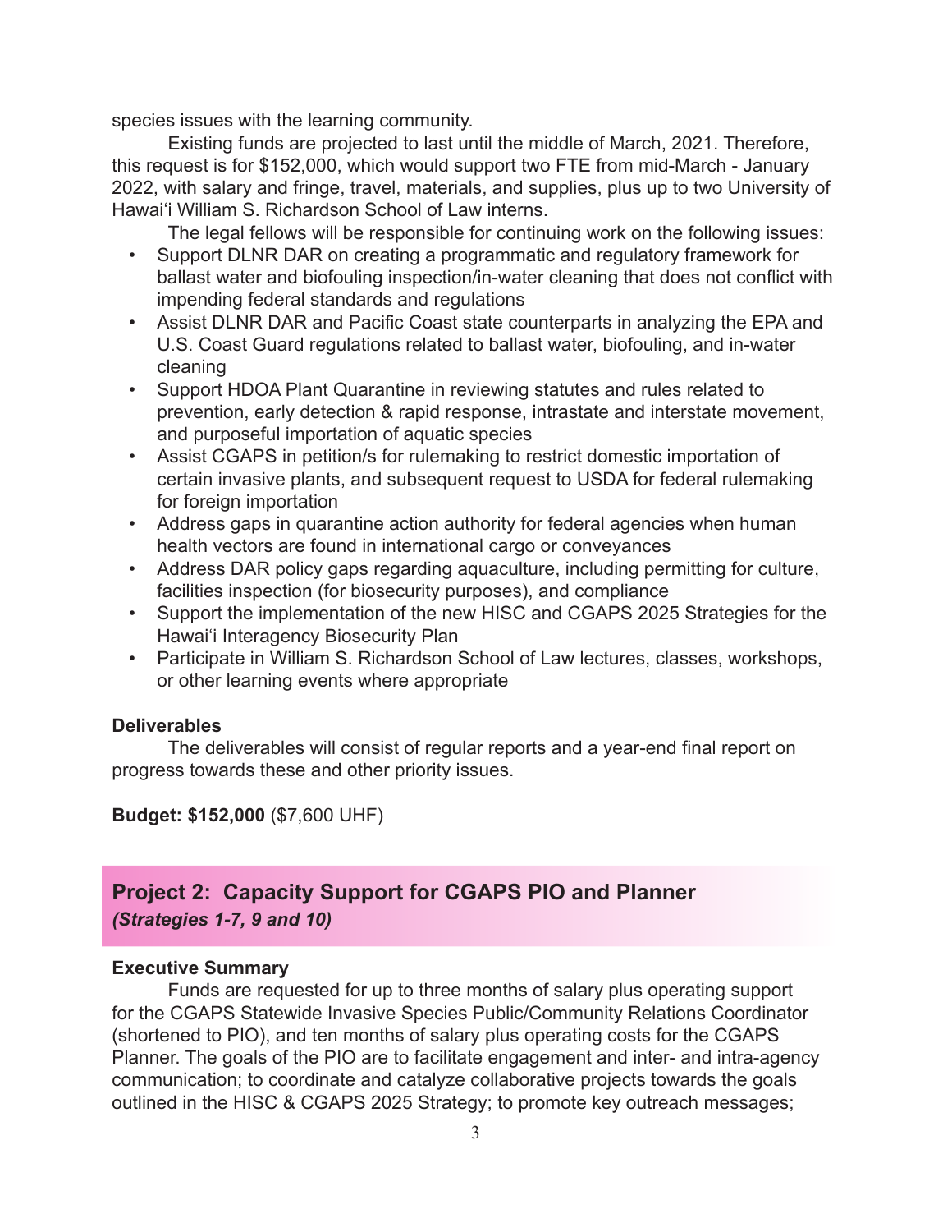species issues with the learning community.

Existing funds are projected to last until the middle of March, 2021. Therefore, this request is for $152,000, which would support two FTE from mid-March - January 2022, with salary and fringe, travel, materials, and supplies, plus up to two University of Hawai‘i William S. Richardson School of Law interns.

The legal fellows will be responsible for continuing work on the following issues:

- Support DLNR DAR on creating a programmatic and regulatory framework for ballast water and biofouling inspection/in-water cleaning that does not conflict with impending federal standards and regulations
- Assist DLNR DAR and Pacific Coast state counterparts in analyzing the EPA and U.S. Coast Guard regulations related to ballast water, biofouling, and in-water cleaning
- Support HDOA Plant Quarantine in reviewing statutes and rules related to prevention, early detection & rapid response, intrastate and interstate movement, and purposeful importation of aquatic species
- Assist CGAPS in petition/s for rulemaking to restrict domestic importation of certain invasive plants, and subsequent request to USDA for federal rulemaking for foreign importation
- Address gaps in quarantine action authority for federal agencies when human health vectors are found in international cargo or conveyances
- Address DAR policy gaps regarding aquaculture, including permitting for culture, facilities inspection (for biosecurity purposes), and compliance
- Support the implementation of the new HISC and CGAPS 2025 Strategies for the Hawai‘i Interagency Biosecurity Plan
- Participate in William S. Richardson School of Law lectures, classes, workshops, or other learning events where appropriate

**Deliverables**

The deliverables will consist of regular reports and a year-end final report on progress towards these and other priority issues.

**Budget: $152,000** ($7,600 UHF)

## Project 2: Capacity Support for CGAPS PIO and Planner
***(Strategies 1-7, 9 and 10)***

**Executive Summary**

Funds are requested for up to three months of salary plus operating support for the CGAPS Statewide Invasive Species Public/Community Relations Coordinator (shortened to PIO), and ten months of salary plus operating costs for the CGAPS Planner. The goals of the PIO are to facilitate engagement and inter- and intra-agency communication; to coordinate and catalyze collaborative projects towards the goals outlined in the HISC & CGAPS 2025 Strategy; to promote key outreach messages;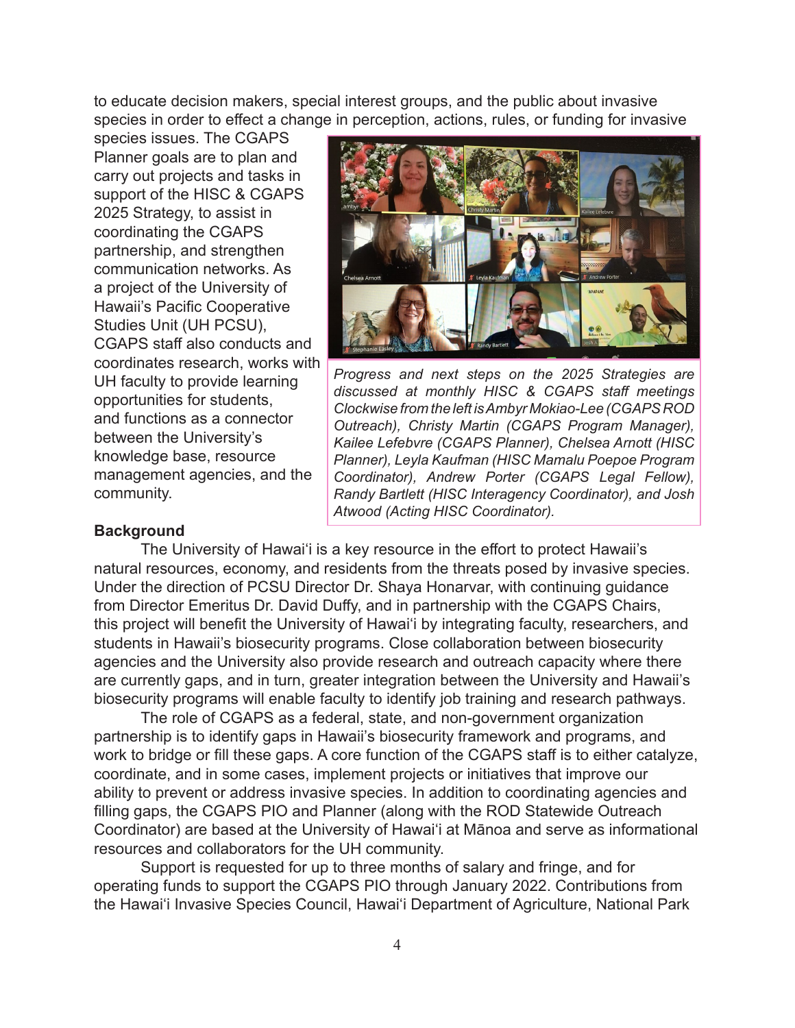to educate decision makers, special interest groups, and the public about invasive species in order to effect a change in perception, actions, rules, or funding for invasive species issues. The CGAPS Planner goals are to plan and carry out projects and tasks in support of the HISC & CGAPS 2025 Strategy, to assist in coordinating the CGAPS partnership, and strengthen communication networks. As a project of the University of Hawaii's Pacific Cooperative Studies Unit (UH PCSU), CGAPS staff also conducts and coordinates research, works with UH faculty to provide learning opportunities for students, and functions as a connector between the University's knowledge base, resource management agencies, and the community.

*Progress and next steps on the 2025 Strategies are discussed at monthly HISC & CGAPS staff meetings Clockwise from the left is Ambyr Mokiao-Lee (CGAPS ROD Outreach), Christy Martin (CGAPS Program Manager), Kailee Lefebvre (CGAPS Planner), Chelsea Arnott (HISC Planner), Leyla Kaufman (HISC Mamalu Poepoe Program Coordinator), Andrew Porter (CGAPS Legal Fellow), Randy Bartlett (HISC Interagency Coordinator), and Josh Atwood (Acting HISC Coordinator).*

**Background**

The University of Hawaiʻi is a key resource in the effort to protect Hawaii's natural resources, economy, and residents from the threats posed by invasive species. Under the direction of PCSU Director Dr. Shaya Honarvar, with continuing guidance from Director Emeritus Dr. David Duffy, and in partnership with the CGAPS Chairs, this project will benefit the University of Hawaiʻi by integrating faculty, researchers, and students in Hawaii's biosecurity programs. Close collaboration between biosecurity agencies and the University also provide research and outreach capacity where there are currently gaps, and in turn, greater integration between the University and Hawaii's biosecurity programs will enable faculty to identify job training and research pathways.

The role of CGAPS as a federal, state, and non-government organization partnership is to identify gaps in Hawaii's biosecurity framework and programs, and work to bridge or fill these gaps. A core function of the CGAPS staff is to either catalyze, coordinate, and in some cases, implement projects or initiatives that improve our ability to prevent or address invasive species. In addition to coordinating agencies and filling gaps, the CGAPS PIO and Planner (along with the ROD Statewide Outreach Coordinator) are based at the University of Hawaiʻi at Mānoa and serve as informational resources and collaborators for the UH community.

Support is requested for up to three months of salary and fringe, and for operating funds to support the CGAPS PIO through January 2022. Contributions from the Hawaiʻi Invasive Species Council, Hawaiʻi Department of Agriculture, National Park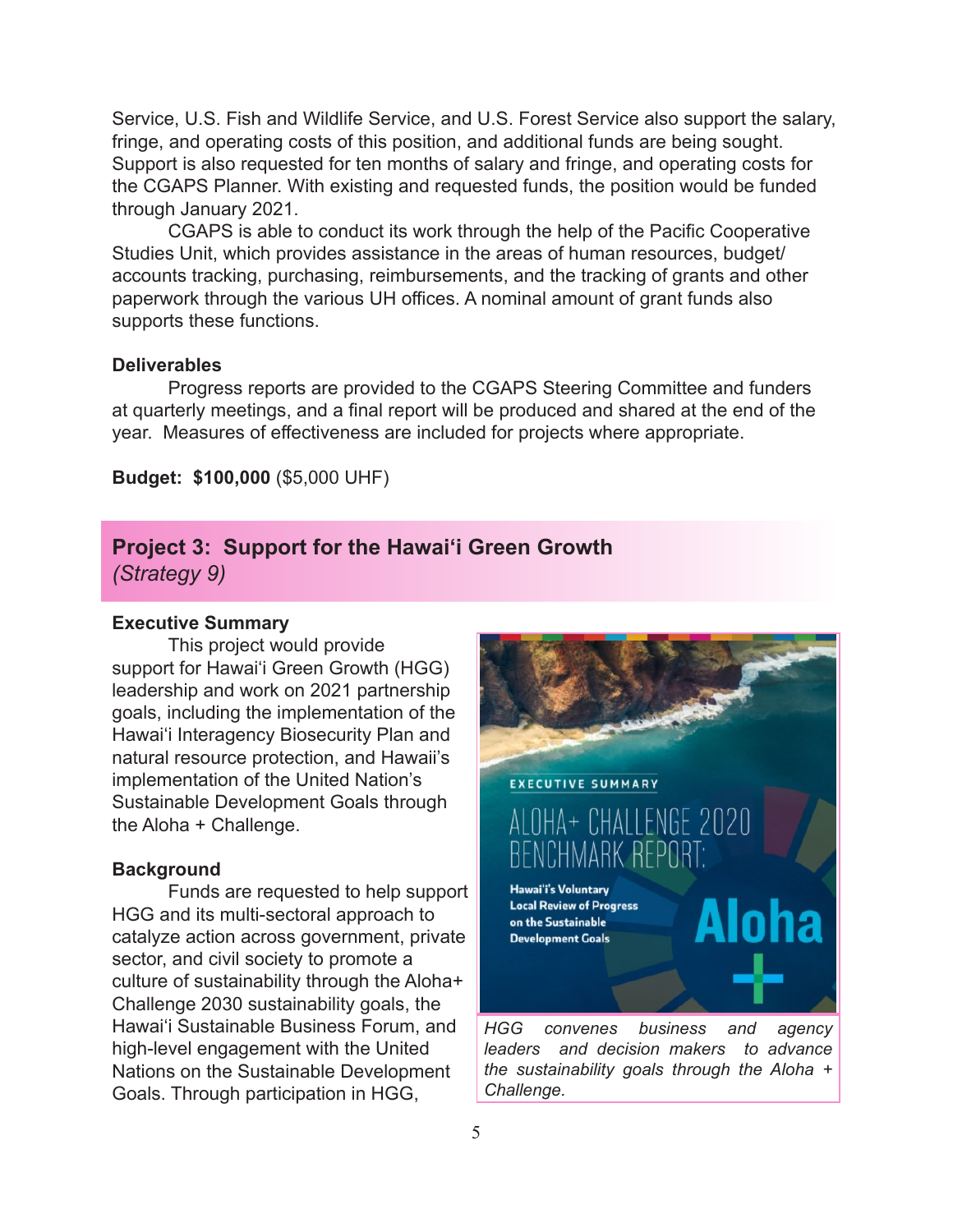Service, U.S. Fish and Wildlife Service, and U.S. Forest Service also support the salary, fringe, and operating costs of this position, and additional funds are being sought. Support is also requested for ten months of salary and fringe, and operating costs for the CGAPS Planner. With existing and requested funds, the position would be funded through January 2021.

CGAPS is able to conduct its work through the help of the Pacific Cooperative Studies Unit, which provides assistance in the areas of human resources, budget/accounts tracking, purchasing, reimbursements, and the tracking of grants and other paperwork through the various UH offices. A nominal amount of grant funds also supports these functions.

### Deliverables

Progress reports are provided to the CGAPS Steering Committee and funders at quarterly meetings, and a final report will be produced and shared at the end of the year. Measures of effectiveness are included for projects where appropriate.

**Budget: $100,000** ($5,000 UHF)

## Project 3: Support for the Hawai‘i Green Growth *(Strategy 9)*

### Executive Summary

This project would provide support for Hawai‘i Green Growth (HGG) leadership and work on 2021 partnership goals, including the implementation of the Hawai‘i Interagency Biosecurity Plan and natural resource protection, and Hawaii's implementation of the United Nation's Sustainable Development Goals through the Aloha + Challenge.

### Background

Funds are requested to help support HGG and its multi-sectoral approach to catalyze action across government, private sector, and civil society to promote a culture of sustainability through the Aloha+ Challenge 2030 sustainability goals, the Hawai‘i Sustainable Business Forum, and high-level engagement with the United Nations on the Sustainable Development Goals. Through participation in HGG,

*HGG convenes business and agency leaders and decision makers to advance the sustainability goals through the Aloha + Challenge.*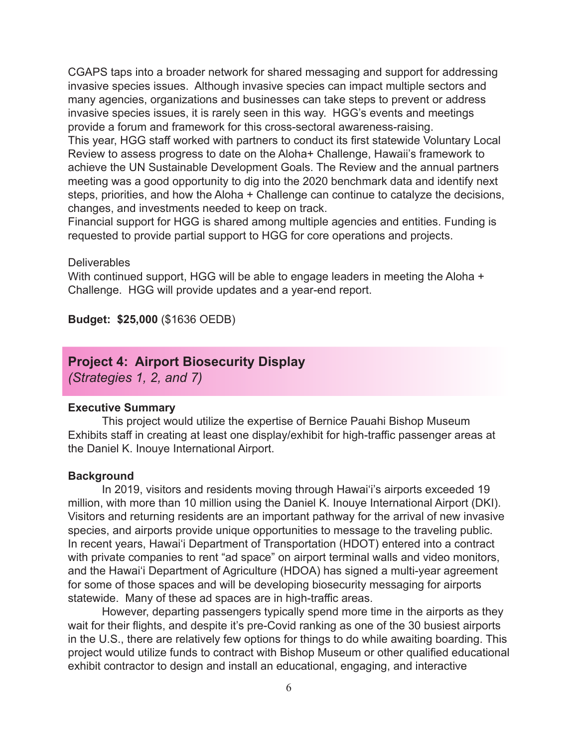CGAPS taps into a broader network for shared messaging and support for addressing invasive species issues. Although invasive species can impact multiple sectors and many agencies, organizations and businesses can take steps to prevent or address invasive species issues, it is rarely seen in this way. HGG's events and meetings provide a forum and framework for this cross-sectoral awareness-raising.

This year, HGG staff worked with partners to conduct its first statewide Voluntary Local Review to assess progress to date on the Aloha+ Challenge, Hawaii's framework to achieve the UN Sustainable Development Goals. The Review and the annual partners meeting was a good opportunity to dig into the 2020 benchmark data and identify next steps, priorities, and how the Aloha + Challenge can continue to catalyze the decisions, changes, and investments needed to keep on track.

Financial support for HGG is shared among multiple agencies and entities. Funding is requested to provide partial support to HGG for core operations and projects.

Deliverables

With continued support, HGG will be able to engage leaders in meeting the Aloha + Challenge. HGG will provide updates and a year-end report.

**Budget: $25,000** ($1636 OEDB)

## Project 4: Airport Biosecurity Display

*(Strategies 1, 2, and 7)*

**Executive Summary**

This project would utilize the expertise of Bernice Pauahi Bishop Museum Exhibits staff in creating at least one display/exhibit for high-traffic passenger areas at the Daniel K. Inouye International Airport.

**Background**

In 2019, visitors and residents moving through Hawai'i's airports exceeded 19 million, with more than 10 million using the Daniel K. Inouye International Airport (DKI). Visitors and returning residents are an important pathway for the arrival of new invasive species, and airports provide unique opportunities to message to the traveling public. In recent years, Hawai'i Department of Transportation (HDOT) entered into a contract with private companies to rent "ad space" on airport terminal walls and video monitors, and the Hawai'i Department of Agriculture (HDOA) has signed a multi-year agreement for some of those spaces and will be developing biosecurity messaging for airports statewide. Many of these ad spaces are in high-traffic areas.

However, departing passengers typically spend more time in the airports as they wait for their flights, and despite it's pre-Covid ranking as one of the 30 busiest airports in the U.S., there are relatively few options for things to do while awaiting boarding. This project would utilize funds to contract with Bishop Museum or other qualified educational exhibit contractor to design and install an educational, engaging, and interactive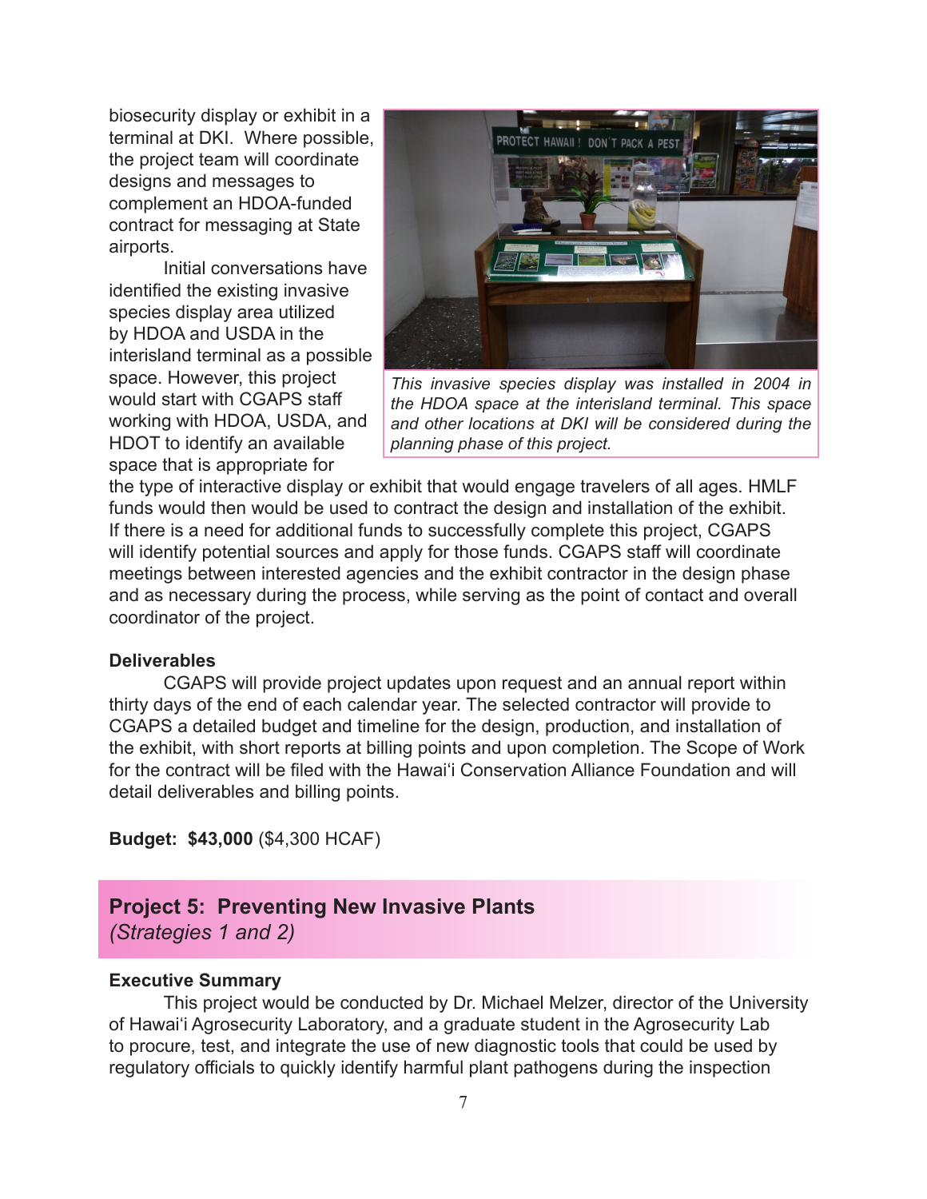biosecurity display or exhibit in a terminal at DKI. Where possible, the project team will coordinate designs and messages to complement an HDOA-funded contract for messaging at State airports.

Initial conversations have identified the existing invasive species display area utilized by HDOA and USDA in the interisland terminal as a possible space. However, this project would start with CGAPS staff working with HDOA, USDA, and HDOT to identify an available space that is appropriate for the type of interactive display or exhibit that would engage travelers of all ages. HMLF funds would then would be used to contract the design and installation of the exhibit. If there is a need for additional funds to successfully complete this project, CGAPS will identify potential sources and apply for those funds. CGAPS staff will coordinate meetings between interested agencies and the exhibit contractor in the design phase and as necessary during the process, while serving as the point of contact and overall coordinator of the project.

*This invasive species display was installed in 2004 in the HDOA space at the interisland terminal. This space and other locations at DKI will be considered during the planning phase of this project.*

**Deliverables**

CGAPS will provide project updates upon request and an annual report within thirty days of the end of each calendar year. The selected contractor will provide to CGAPS a detailed budget and timeline for the design, production, and installation of the exhibit, with short reports at billing points and upon completion. The Scope of Work for the contract will be filed with the Hawai'i Conservation Alliance Foundation and will detail deliverables and billing points.

**Budget: $43,000** ($4,300 HCAF)

## Project 5: Preventing New Invasive Plants
*(Strategies 1 and 2)*

**Executive Summary**

This project would be conducted by Dr. Michael Melzer, director of the University of Hawai'i Agrosecurity Laboratory, and a graduate student in the Agrosecurity Lab to procure, test, and integrate the use of new diagnostic tools that could be used by regulatory officials to quickly identify harmful plant pathogens during the inspection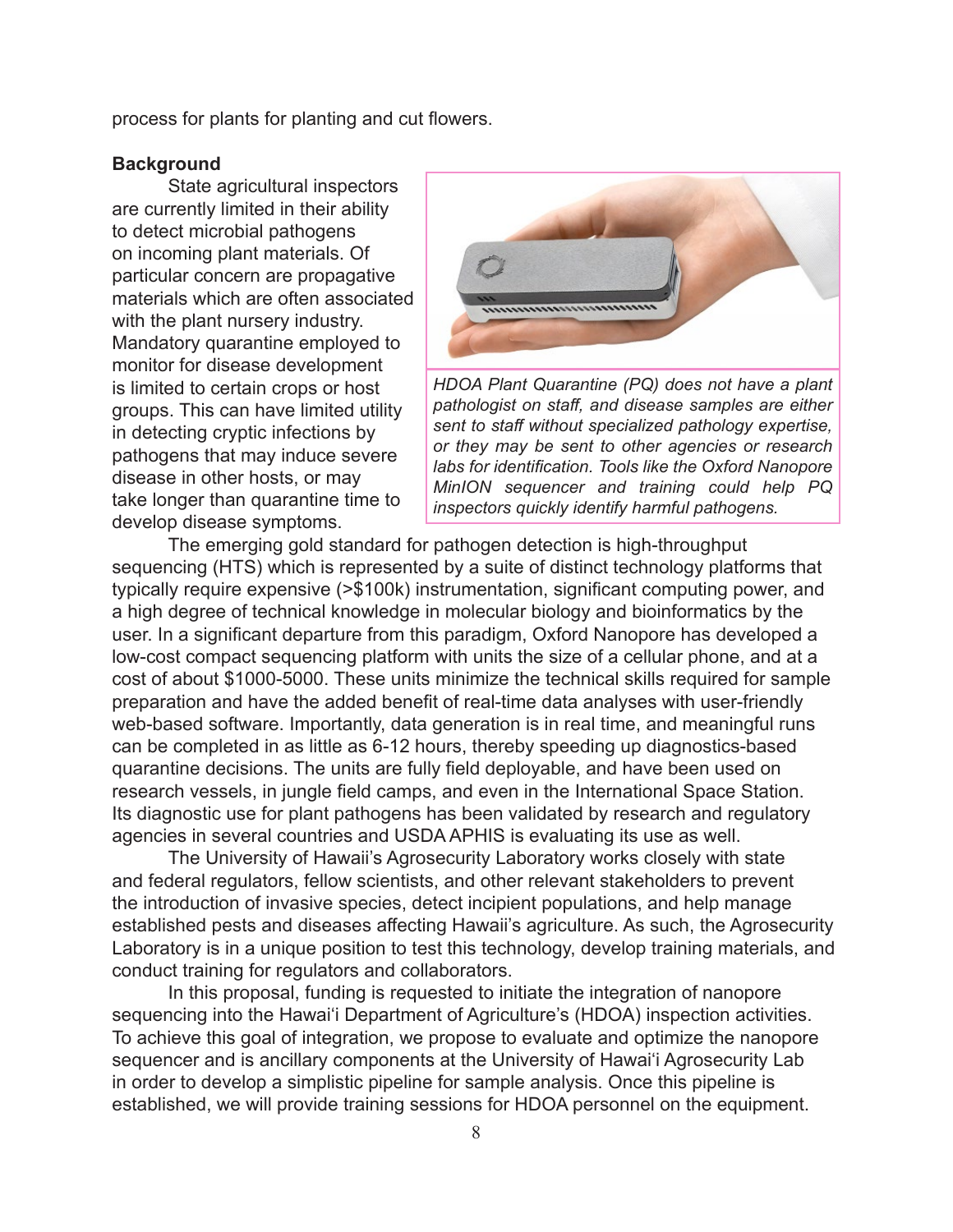process for plants for planting and cut flowers.

**Background**

State agricultural inspectors are currently limited in their ability to detect microbial pathogens on incoming plant materials. Of particular concern are propagative materials which are often associated with the plant nursery industry. Mandatory quarantine employed to monitor for disease development is limited to certain crops or host groups. This can have limited utility in detecting cryptic infections by pathogens that may induce severe disease in other hosts, or may take longer than quarantine time to develop disease symptoms.

*HDOA Plant Quarantine (PQ) does not have a plant pathologist on staff, and disease samples are either sent to staff without specialized pathology expertise, or they may be sent to other agencies or research labs for identification. Tools like the Oxford Nanopore MinION sequencer and training could help PQ inspectors quickly identify harmful pathogens.*

The emerging gold standard for pathogen detection is high-throughput sequencing (HTS) which is represented by a suite of distinct technology platforms that typically require expensive (>$100k) instrumentation, significant computing power, and a high degree of technical knowledge in molecular biology and bioinformatics by the user. In a significant departure from this paradigm, Oxford Nanopore has developed a low-cost compact sequencing platform with units the size of a cellular phone, and at a cost of about $1000-5000. These units minimize the technical skills required for sample preparation and have the added benefit of real-time data analyses with user-friendly web-based software. Importantly, data generation is in real time, and meaningful runs can be completed in as little as 6-12 hours, thereby speeding up diagnostics-based quarantine decisions. The units are fully field deployable, and have been used on research vessels, in jungle field camps, and even in the International Space Station. Its diagnostic use for plant pathogens has been validated by research and regulatory agencies in several countries and USDA APHIS is evaluating its use as well.

The University of Hawaii's Agrosecurity Laboratory works closely with state and federal regulators, fellow scientists, and other relevant stakeholders to prevent the introduction of invasive species, detect incipient populations, and help manage established pests and diseases affecting Hawaii's agriculture. As such, the Agrosecurity Laboratory is in a unique position to test this technology, develop training materials, and conduct training for regulators and collaborators.

In this proposal, funding is requested to initiate the integration of nanopore sequencing into the Hawai'i Department of Agriculture's (HDOA) inspection activities. To achieve this goal of integration, we propose to evaluate and optimize the nanopore sequencer and is ancillary components at the University of Hawai'i Agrosecurity Lab in order to develop a simplistic pipeline for sample analysis. Once this pipeline is established, we will provide training sessions for HDOA personnel on the equipment.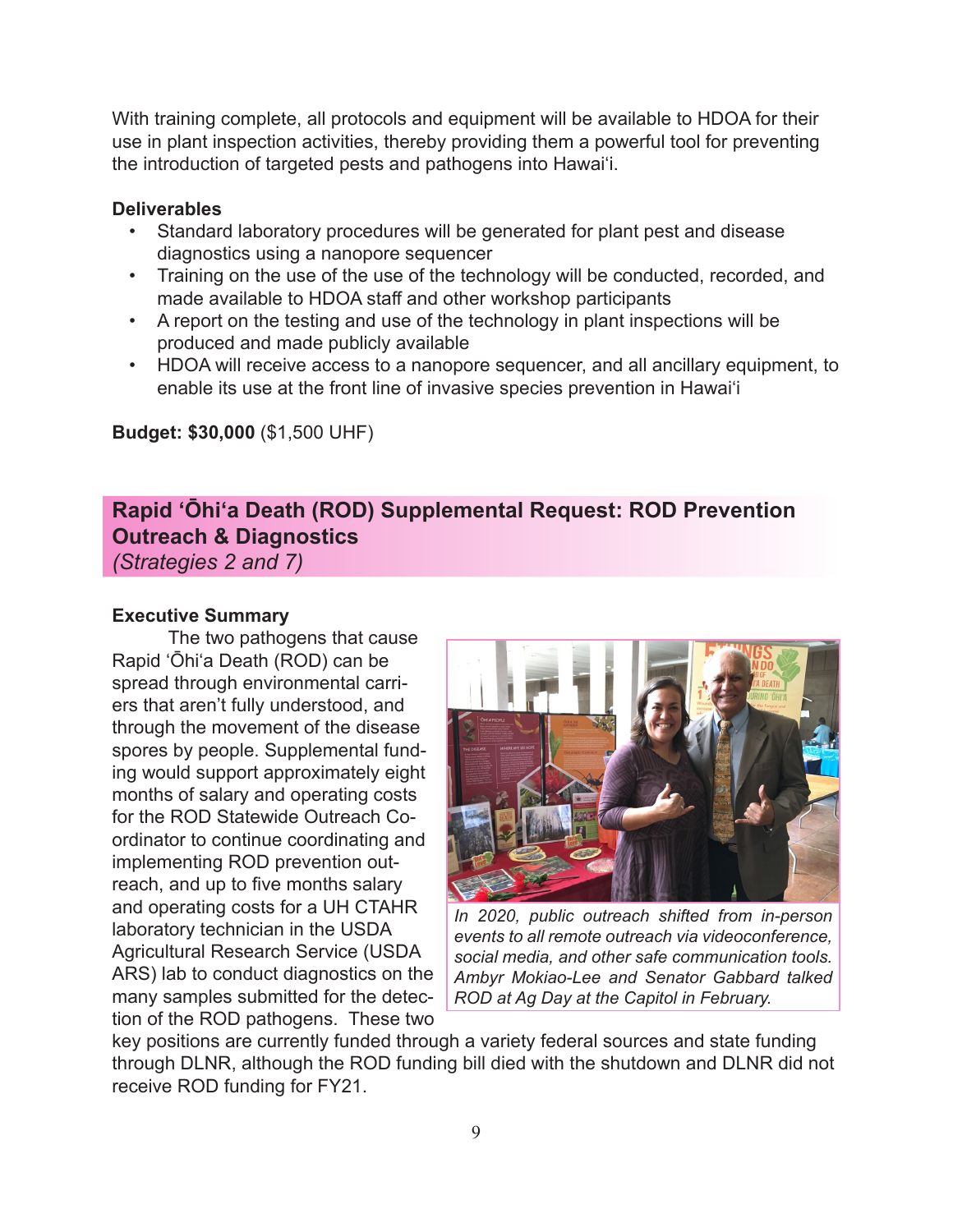With training complete, all protocols and equipment will be available to HDOA for their use in plant inspection activities, thereby providing them a powerful tool for preventing the introduction of targeted pests and pathogens into Hawai'i.

**Deliverables**

- Standard laboratory procedures will be generated for plant pest and disease diagnostics using a nanopore sequencer
- Training on the use of the use of the technology will be conducted, recorded, and made available to HDOA staff and other workshop participants
- A report on the testing and use of the technology in plant inspections will be produced and made publicly available
- HDOA will receive access to a nanopore sequencer, and all ancillary equipment, to enable its use at the front line of invasive species prevention in Hawai'i

**Budget: $30,000** ($1,500 UHF)

## Rapid 'Ōhi'a Death (ROD) Supplemental Request: ROD Prevention Outreach & Diagnostics

*(Strategies 2 and 7)*

**Executive Summary**

The two pathogens that cause Rapid 'Ōhi'a Death (ROD) can be spread through environmental carriers that aren't fully understood, and through the movement of the disease spores by people. Supplemental funding would support approximately eight months of salary and operating costs for the ROD Statewide Outreach Coordinator to continue coordinating and implementing ROD prevention outreach, and up to five months salary and operating costs for a UH CTAHR laboratory technician in the USDA Agricultural Research Service (USDA ARS) lab to conduct diagnostics on the many samples submitted for the detection of the ROD pathogens. These two key positions are currently funded through a variety federal sources and state funding through DLNR, although the ROD funding bill died with the shutdown and DLNR did not receive ROD funding for FY21.

*In 2020, public outreach shifted from in-person events to all remote outreach via videoconference, social media, and other safe communication tools. Ambyr Mokiao-Lee and Senator Gabbard talked ROD at Ag Day at the Capitol in February.*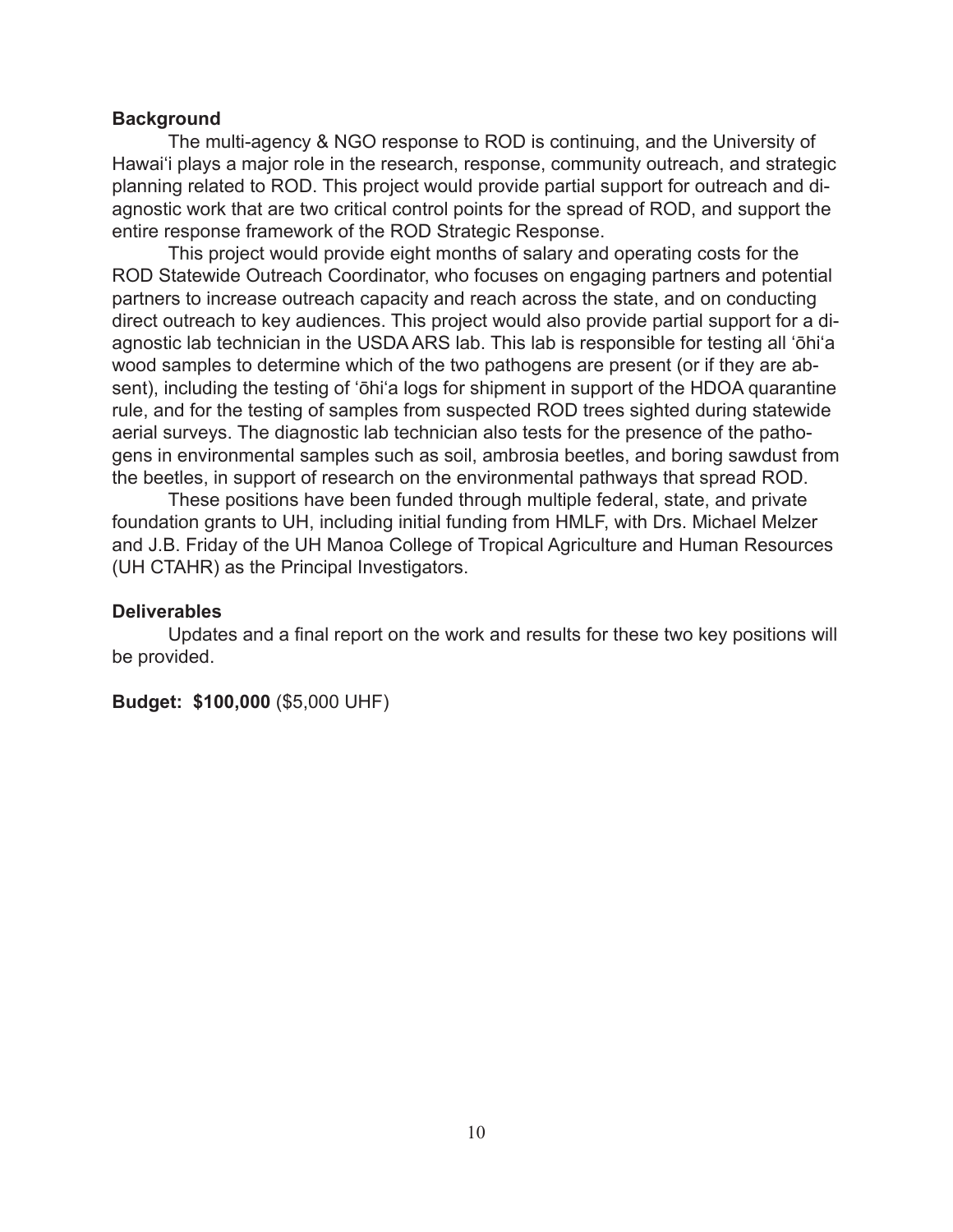**Background**

The multi-agency & NGO response to ROD is continuing, and the University of Hawai'i plays a major role in the research, response, community outreach, and strategic planning related to ROD. This project would provide partial support for outreach and diagnostic work that are two critical control points for the spread of ROD, and support the entire response framework of the ROD Strategic Response.

This project would provide eight months of salary and operating costs for the ROD Statewide Outreach Coordinator, who focuses on engaging partners and potential partners to increase outreach capacity and reach across the state, and on conducting direct outreach to key audiences. This project would also provide partial support for a diagnostic lab technician in the USDA ARS lab. This lab is responsible for testing all 'ōhi'a wood samples to determine which of the two pathogens are present (or if they are absent), including the testing of 'ōhi'a logs for shipment in support of the HDOA quarantine rule, and for the testing of samples from suspected ROD trees sighted during statewide aerial surveys. The diagnostic lab technician also tests for the presence of the pathogens in environmental samples such as soil, ambrosia beetles, and boring sawdust from the beetles, in support of research on the environmental pathways that spread ROD.

These positions have been funded through multiple federal, state, and private foundation grants to UH, including initial funding from HMLF, with Drs. Michael Melzer and J.B. Friday of the UH Manoa College of Tropical Agriculture and Human Resources (UH CTAHR) as the Principal Investigators.

**Deliverables**

Updates and a final report on the work and results for these two key positions will be provided.

**Budget: $100,000** ($5,000 UHF)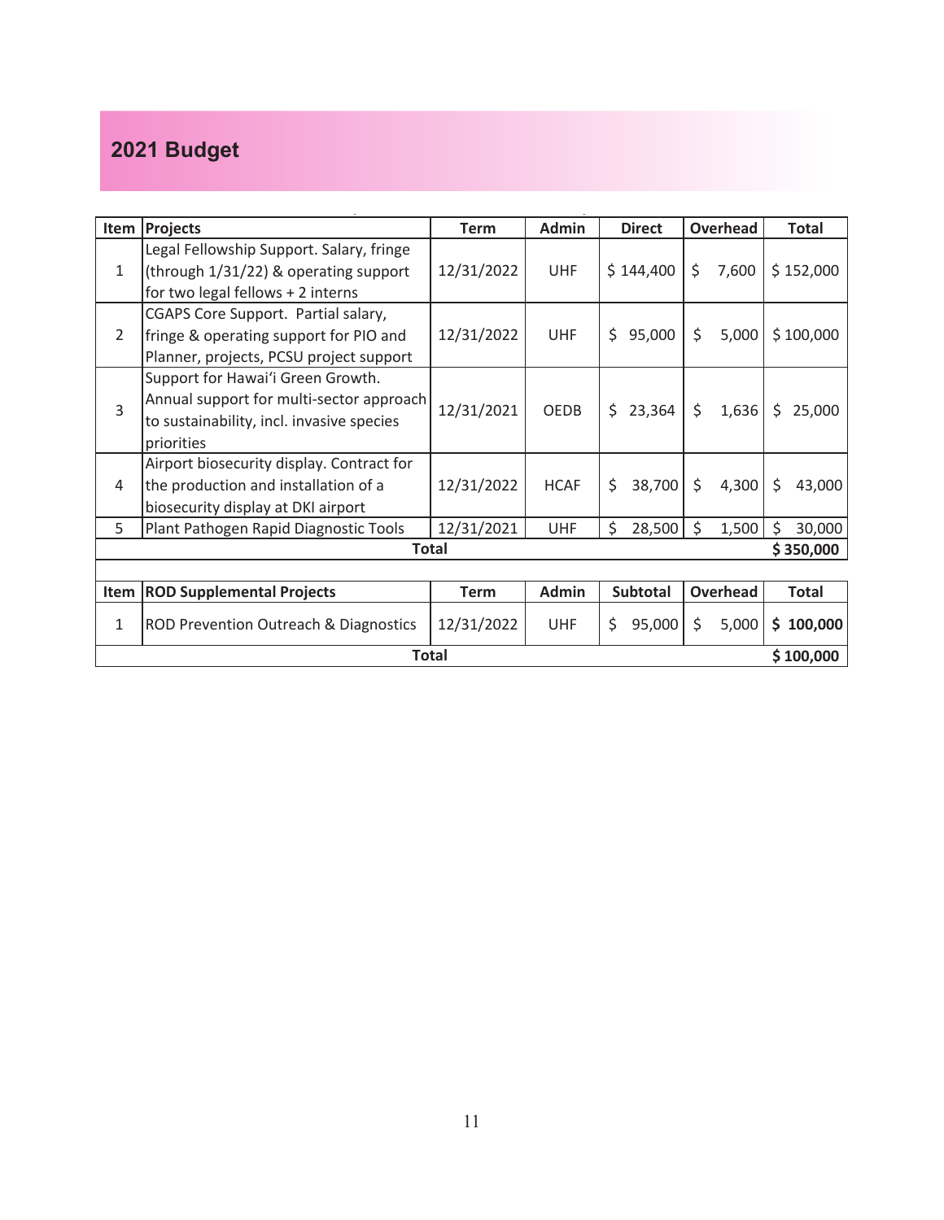## 2021 Budget

| Item | Projects | Term | Admin | Direct | Overhead | Total |
|---|---|---|---|---|---|---|
| 1 | Legal Fellowship Support. Salary, fringe (through 1/31/22) & operating support for two legal fellows + 2 interns | 12/31/2022 | UHF | $ 144,400 | $ 7,600 | $ 152,000 |
| 2 | CGAPS Core Support. Partial salary, fringe & operating support for PIO and Planner, projects, PCSU project support | 12/31/2022 | UHF | $ 95,000 | $ 5,000 | $ 100,000 |
| 3 | Support for Hawai'i Green Growth. Annual support for multi-sector approach to sustainability, incl. invasive species priorities | 12/31/2021 | OEDB | $ 23,364 | $ 1,636 | $ 25,000 |
| 4 | Airport biosecurity display. Contract for the production and installation of a biosecurity display at DKI airport | 12/31/2022 | HCAF | $ 38,700 | $ 4,300 | $ 43,000 |
| 5 | Plant Pathogen Rapid Diagnostic Tools | 12/31/2021 | UHF | $ 28,500 | $ 1,500 | $ 30,000 |
| | **Total** | | | | | **$ 350,000** |

| Item | ROD Supplemental Projects | Term | Admin | Subtotal | Overhead | Total |
|---|---|---|---|---|---|---|
| 1 | ROD Prevention Outreach & Diagnostics | 12/31/2022 | UHF | $ 95,000 | $ 5,000 | **$ 100,000** |
| | **Total** | | | | | **$ 100,000** |